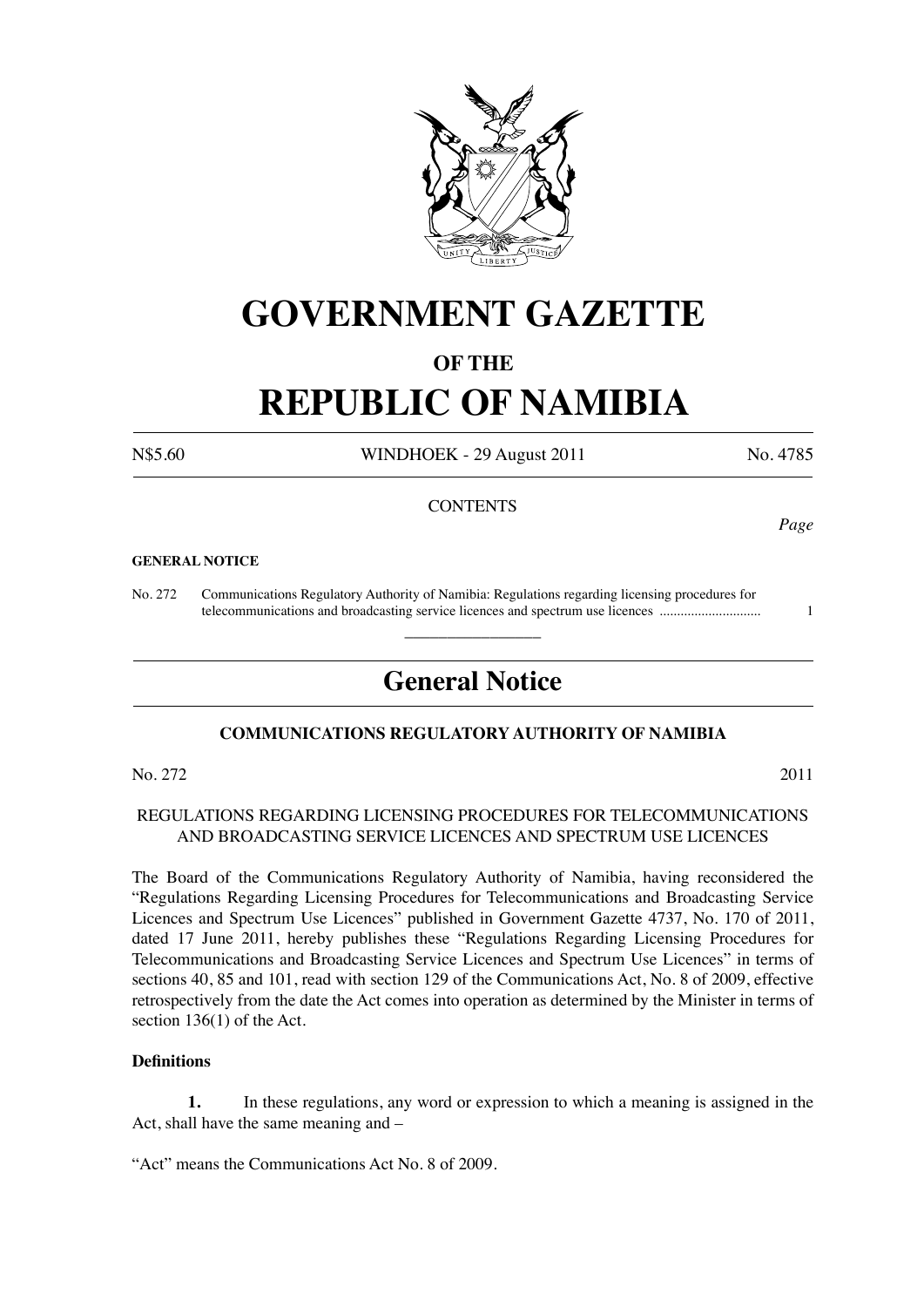# GOVERNMENT GAZETTE

## OF THE

# REPUBLIC OF NAMIBIA

N$5.60 WINDHOEK - 29 August 2011 No. 4785

CONTENTS

*Page*

**GENERAL NOTICE**

No. 272 Communications Regulatory Authority of Namibia: Regulations regarding licensing procedures for telecommunications and broadcasting service licences and spectrum use licences ............................ 1

---

## General Notice

### COMMUNICATIONS REGULATORY AUTHORITY OF NAMIBIA

No. 272 2011

REGULATIONS REGARDING LICENSING PROCEDURES FOR TELECOMMUNICATIONS AND BROADCASTING SERVICE LICENCES AND SPECTRUM USE LICENCES

The Board of the Communications Regulatory Authority of Namibia, having reconsidered the "Regulations Regarding Licensing Procedures for Telecommunications and Broadcasting Service Licences and Spectrum Use Licences" published in Government Gazette 4737, No. 170 of 2011, dated 17 June 2011, hereby publishes these "Regulations Regarding Licensing Procedures for Telecommunications and Broadcasting Service Licences and Spectrum Use Licences" in terms of sections 40, 85 and 101, read with section 129 of the Communications Act, No. 8 of 2009, effective retrospectively from the date the Act comes into operation as determined by the Minister in terms of section 136(1) of the Act.

**Definitions**

**1.** In these regulations, any word or expression to which a meaning is assigned in the Act, shall have the same meaning and –

"Act" means the Communications Act No. 8 of 2009.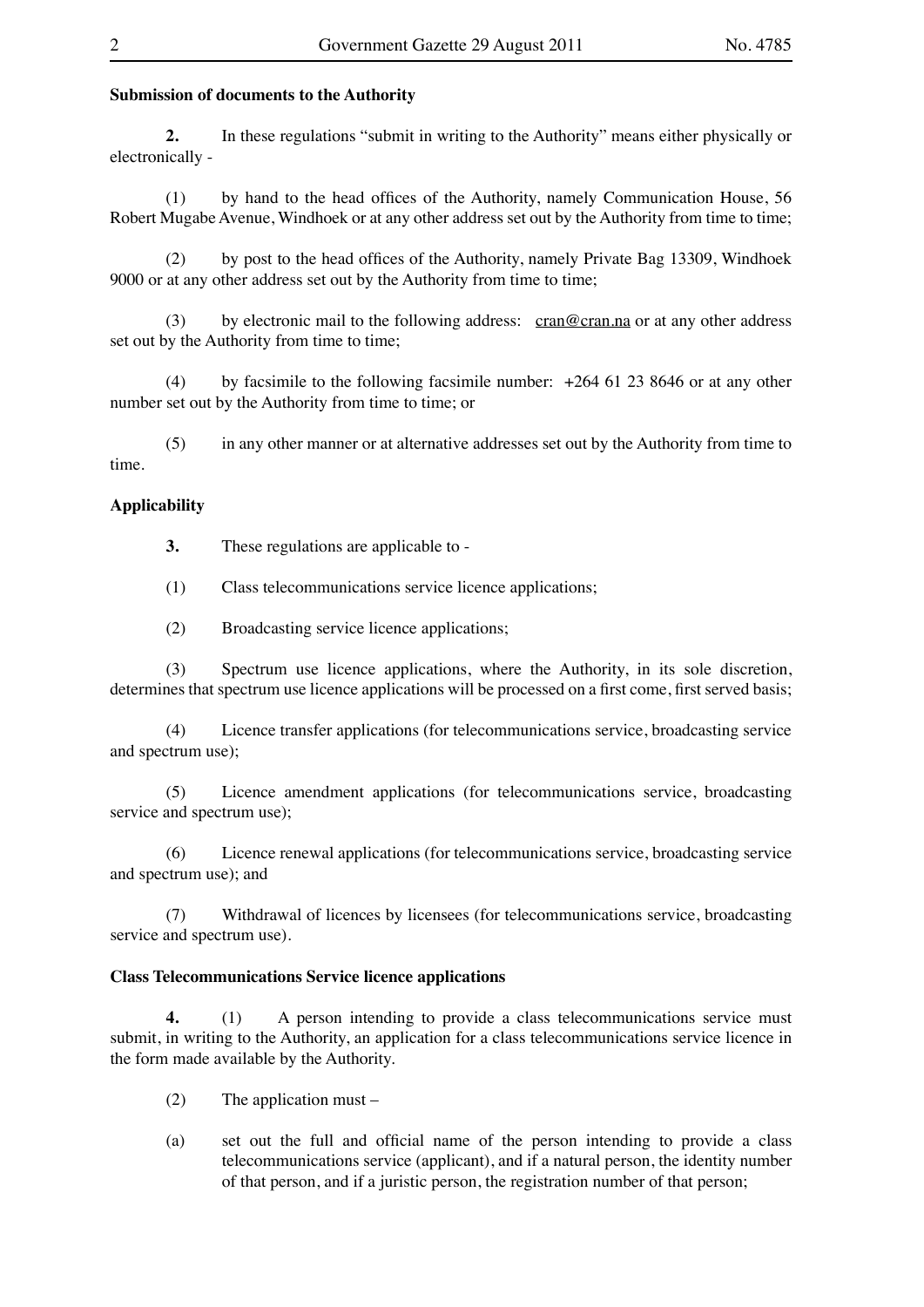**Submission of documents to the Authority**

**2.** In these regulations "submit in writing to the Authority" means either physically or electronically -

(1) by hand to the head offices of the Authority, namely Communication House, 56 Robert Mugabe Avenue, Windhoek or at any other address set out by the Authority from time to time;

(2) by post to the head offices of the Authority, namely Private Bag 13309, Windhoek 9000 or at any other address set out by the Authority from time to time;

(3) by electronic mail to the following address: cran@cran.na or at any other address set out by the Authority from time to time;

(4) by facsimile to the following facsimile number: +264 61 23 8646 or at any other number set out by the Authority from time to time; or

(5) in any other manner or at alternative addresses set out by the Authority from time to time.

**Applicability**

**3.** These regulations are applicable to -

(1) Class telecommunications service licence applications;

(2) Broadcasting service licence applications;

(3) Spectrum use licence applications, where the Authority, in its sole discretion, determines that spectrum use licence applications will be processed on a first come, first served basis;

(4) Licence transfer applications (for telecommunications service, broadcasting service and spectrum use);

(5) Licence amendment applications (for telecommunications service, broadcasting service and spectrum use);

(6) Licence renewal applications (for telecommunications service, broadcasting service and spectrum use); and

(7) Withdrawal of licences by licensees (for telecommunications service, broadcasting service and spectrum use).

**Class Telecommunications Service licence applications**

**4.** (1) A person intending to provide a class telecommunications service must submit, in writing to the Authority, an application for a class telecommunications service licence in the form made available by the Authority.

(2) The application must –

(a) set out the full and official name of the person intending to provide a class telecommunications service (applicant), and if a natural person, the identity number of that person, and if a juristic person, the registration number of that person;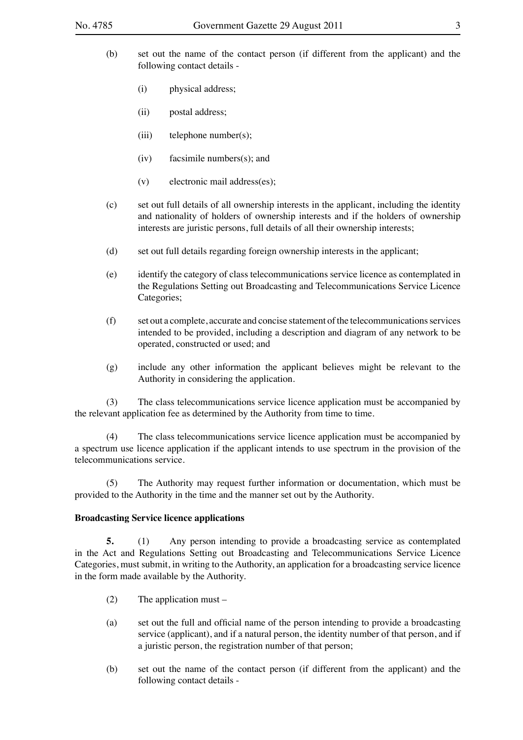(b) set out the name of the contact person (if different from the applicant) and the following contact details -

(i) physical address;

(ii) postal address;

(iii) telephone number(s);

(iv) facsimile numbers(s); and

(v) electronic mail address(es);

(c) set out full details of all ownership interests in the applicant, including the identity and nationality of holders of ownership interests and if the holders of ownership interests are juristic persons, full details of all their ownership interests;

(d) set out full details regarding foreign ownership interests in the applicant;

(e) identify the category of class telecommunications service licence as contemplated in the Regulations Setting out Broadcasting and Telecommunications Service Licence Categories;

(f) set out a complete, accurate and concise statement of the telecommunications services intended to be provided, including a description and diagram of any network to be operated, constructed or used; and

(g) include any other information the applicant believes might be relevant to the Authority in considering the application.

(3) The class telecommunications service licence application must be accompanied by the relevant application fee as determined by the Authority from time to time.

(4) The class telecommunications service licence application must be accompanied by a spectrum use licence application if the applicant intends to use spectrum in the provision of the telecommunications service.

(5) The Authority may request further information or documentation, which must be provided to the Authority in the time and the manner set out by the Authority.

**Broadcasting Service licence applications**

**5.** (1) Any person intending to provide a broadcasting service as contemplated in the Act and Regulations Setting out Broadcasting and Telecommunications Service Licence Categories, must submit, in writing to the Authority, an application for a broadcasting service licence in the form made available by the Authority.

(2) The application must –

(a) set out the full and official name of the person intending to provide a broadcasting service (applicant), and if a natural person, the identity number of that person, and if a juristic person, the registration number of that person;

(b) set out the name of the contact person (if different from the applicant) and the following contact details -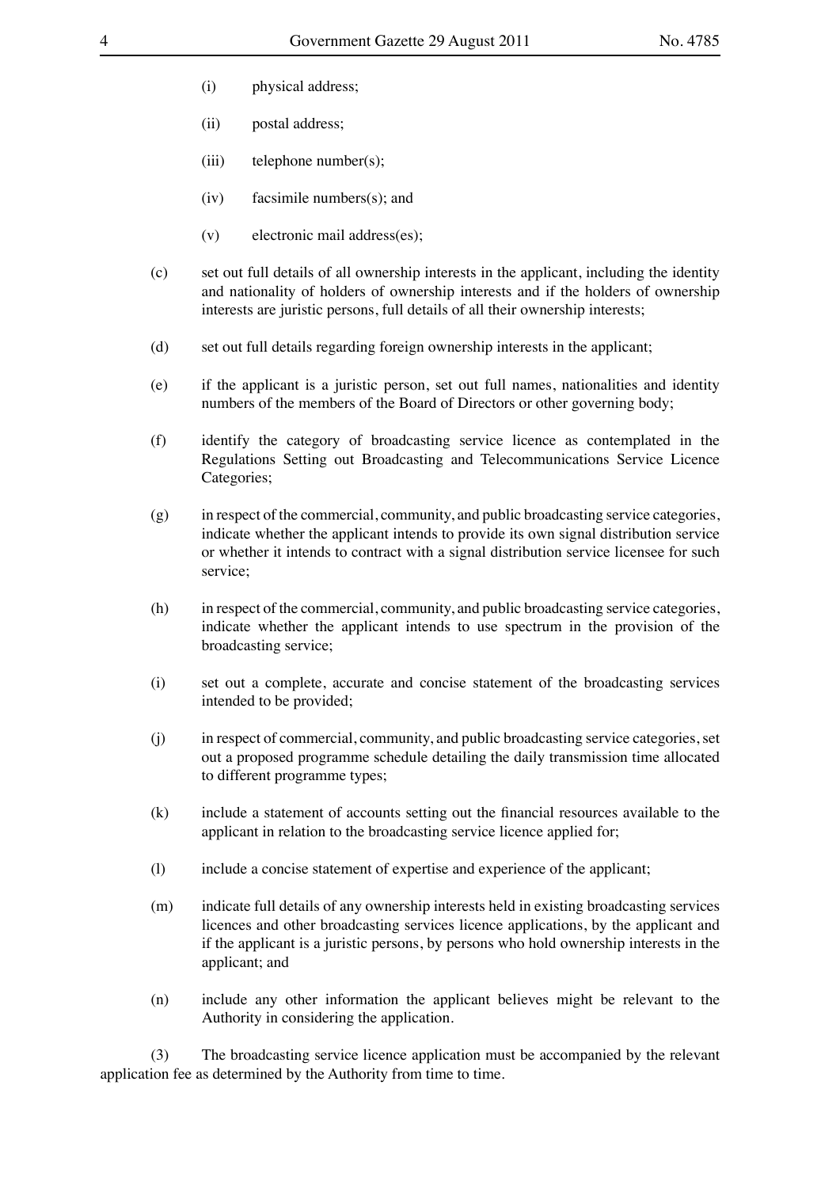(i) physical address;

(ii) postal address;

(iii) telephone number(s);

(iv) facsimile numbers(s); and

(v) electronic mail address(es);

(c) set out full details of all ownership interests in the applicant, including the identity and nationality of holders of ownership interests and if the holders of ownership interests are juristic persons, full details of all their ownership interests;

(d) set out full details regarding foreign ownership interests in the applicant;

(e) if the applicant is a juristic person, set out full names, nationalities and identity numbers of the members of the Board of Directors or other governing body;

(f) identify the category of broadcasting service licence as contemplated in the Regulations Setting out Broadcasting and Telecommunications Service Licence Categories;

(g) in respect of the commercial, community, and public broadcasting service categories, indicate whether the applicant intends to provide its own signal distribution service or whether it intends to contract with a signal distribution service licensee for such service;

(h) in respect of the commercial, community, and public broadcasting service categories, indicate whether the applicant intends to use spectrum in the provision of the broadcasting service;

(i) set out a complete, accurate and concise statement of the broadcasting services intended to be provided;

(j) in respect of commercial, community, and public broadcasting service categories, set out a proposed programme schedule detailing the daily transmission time allocated to different programme types;

(k) include a statement of accounts setting out the financial resources available to the applicant in relation to the broadcasting service licence applied for;

(l) include a concise statement of expertise and experience of the applicant;

(m) indicate full details of any ownership interests held in existing broadcasting services licences and other broadcasting services licence applications, by the applicant and if the applicant is a juristic persons, by persons who hold ownership interests in the applicant; and

(n) include any other information the applicant believes might be relevant to the Authority in considering the application.

(3) The broadcasting service licence application must be accompanied by the relevant application fee as determined by the Authority from time to time.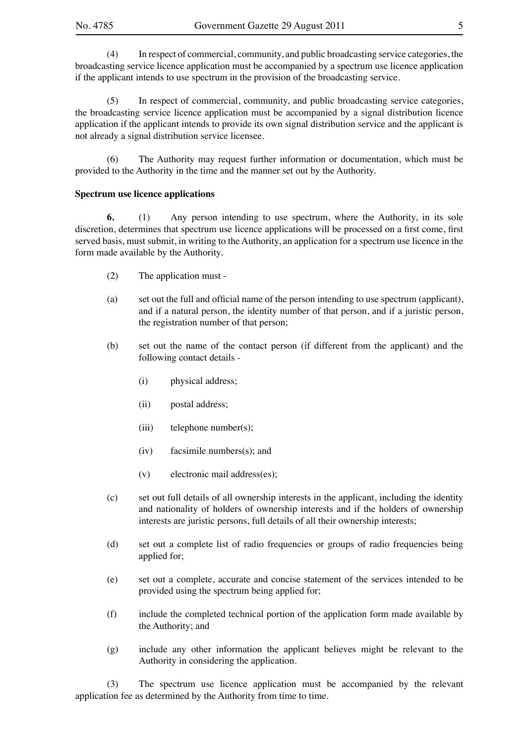(4) In respect of commercial, community, and public broadcasting service categories, the broadcasting service licence application must be accompanied by a spectrum use licence application if the applicant intends to use spectrum in the provision of the broadcasting service.

(5) In respect of commercial, community, and public broadcasting service categories, the broadcasting service licence application must be accompanied by a signal distribution licence application if the applicant intends to provide its own signal distribution service and the applicant is not already a signal distribution service licensee.

(6) The Authority may request further information or documentation, which must be provided to the Authority in the time and the manner set out by the Authority.

**Spectrum use licence applications**

**6.** (1) Any person intending to use spectrum, where the Authority, in its sole discretion, determines that spectrum use licence applications will be processed on a first come, first served basis, must submit, in writing to the Authority, an application for a spectrum use licence in the form made available by the Authority.

(2) The application must -

(a) set out the full and official name of the person intending to use spectrum (applicant), and if a natural person, the identity number of that person, and if a juristic person, the registration number of that person;

(b) set out the name of the contact person (if different from the applicant) and the following contact details -

(i) physical address;

(ii) postal address;

(iii) telephone number(s);

(iv) facsimile numbers(s); and

(v) electronic mail address(es);

(c) set out full details of all ownership interests in the applicant, including the identity and nationality of holders of ownership interests and if the holders of ownership interests are juristic persons, full details of all their ownership interests;

(d) set out a complete list of radio frequencies or groups of radio frequencies being applied for;

(e) set out a complete, accurate and concise statement of the services intended to be provided using the spectrum being applied for;

(f) include the completed technical portion of the application form made available by the Authority; and

(g) include any other information the applicant believes might be relevant to the Authority in considering the application.

(3) The spectrum use licence application must be accompanied by the relevant application fee as determined by the Authority from time to time.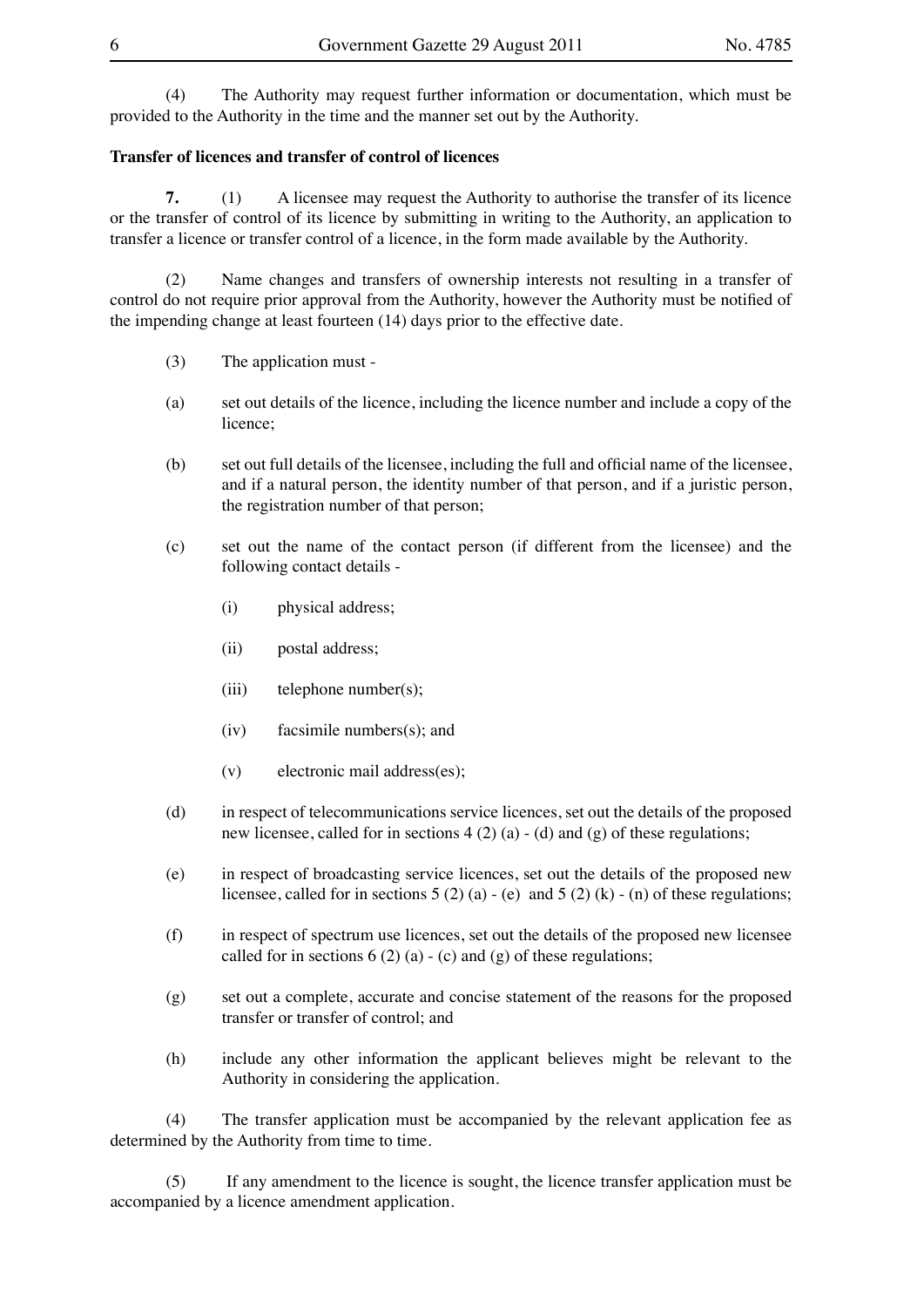(4) The Authority may request further information or documentation, which must be provided to the Authority in the time and the manner set out by the Authority.

**Transfer of licences and transfer of control of licences**

**7.** (1) A licensee may request the Authority to authorise the transfer of its licence or the transfer of control of its licence by submitting in writing to the Authority, an application to transfer a licence or transfer control of a licence, in the form made available by the Authority.

(2) Name changes and transfers of ownership interests not resulting in a transfer of control do not require prior approval from the Authority, however the Authority must be notified of the impending change at least fourteen (14) days prior to the effective date.

(3) The application must -

(a) set out details of the licence, including the licence number and include a copy of the licence;

(b) set out full details of the licensee, including the full and official name of the licensee, and if a natural person, the identity number of that person, and if a juristic person, the registration number of that person;

(c) set out the name of the contact person (if different from the licensee) and the following contact details -

(i) physical address;

(ii) postal address;

(iii) telephone number(s);

(iv) facsimile numbers(s); and

(v) electronic mail address(es);

(d) in respect of telecommunications service licences, set out the details of the proposed new licensee, called for in sections 4 (2) (a) - (d) and (g) of these regulations;

(e) in respect of broadcasting service licences, set out the details of the proposed new licensee, called for in sections 5 (2) (a) - (e) and 5 (2) (k) - (n) of these regulations;

(f) in respect of spectrum use licences, set out the details of the proposed new licensee called for in sections 6 (2) (a) - (c) and (g) of these regulations;

(g) set out a complete, accurate and concise statement of the reasons for the proposed transfer or transfer of control; and

(h) include any other information the applicant believes might be relevant to the Authority in considering the application.

(4) The transfer application must be accompanied by the relevant application fee as determined by the Authority from time to time.

(5) If any amendment to the licence is sought, the licence transfer application must be accompanied by a licence amendment application.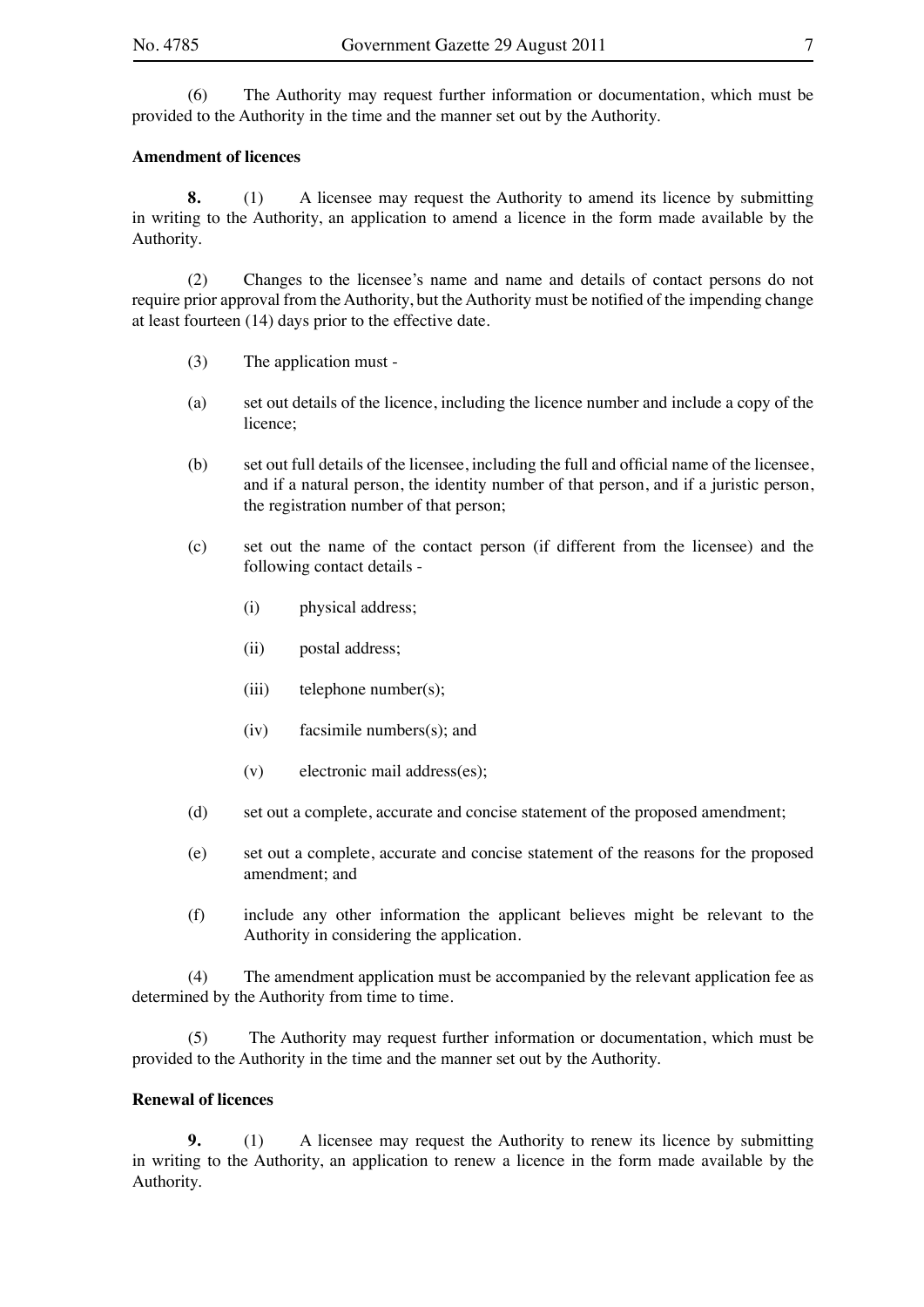(6) The Authority may request further information or documentation, which must be provided to the Authority in the time and the manner set out by the Authority.

**Amendment of licences**

**8.** (1) A licensee may request the Authority to amend its licence by submitting in writing to the Authority, an application to amend a licence in the form made available by the Authority.

(2) Changes to the licensee's name and name and details of contact persons do not require prior approval from the Authority, but the Authority must be notified of the impending change at least fourteen (14) days prior to the effective date.

(3) The application must -

(a) set out details of the licence, including the licence number and include a copy of the licence;

(b) set out full details of the licensee, including the full and official name of the licensee, and if a natural person, the identity number of that person, and if a juristic person, the registration number of that person;

(c) set out the name of the contact person (if different from the licensee) and the following contact details -

(i) physical address;

(ii) postal address;

(iii) telephone number(s);

(iv) facsimile numbers(s); and

(v) electronic mail address(es);

(d) set out a complete, accurate and concise statement of the proposed amendment;

(e) set out a complete, accurate and concise statement of the reasons for the proposed amendment; and

(f) include any other information the applicant believes might be relevant to the Authority in considering the application.

(4) The amendment application must be accompanied by the relevant application fee as determined by the Authority from time to time.

(5) The Authority may request further information or documentation, which must be provided to the Authority in the time and the manner set out by the Authority.

**Renewal of licences**

**9.** (1) A licensee may request the Authority to renew its licence by submitting in writing to the Authority, an application to renew a licence in the form made available by the Authority.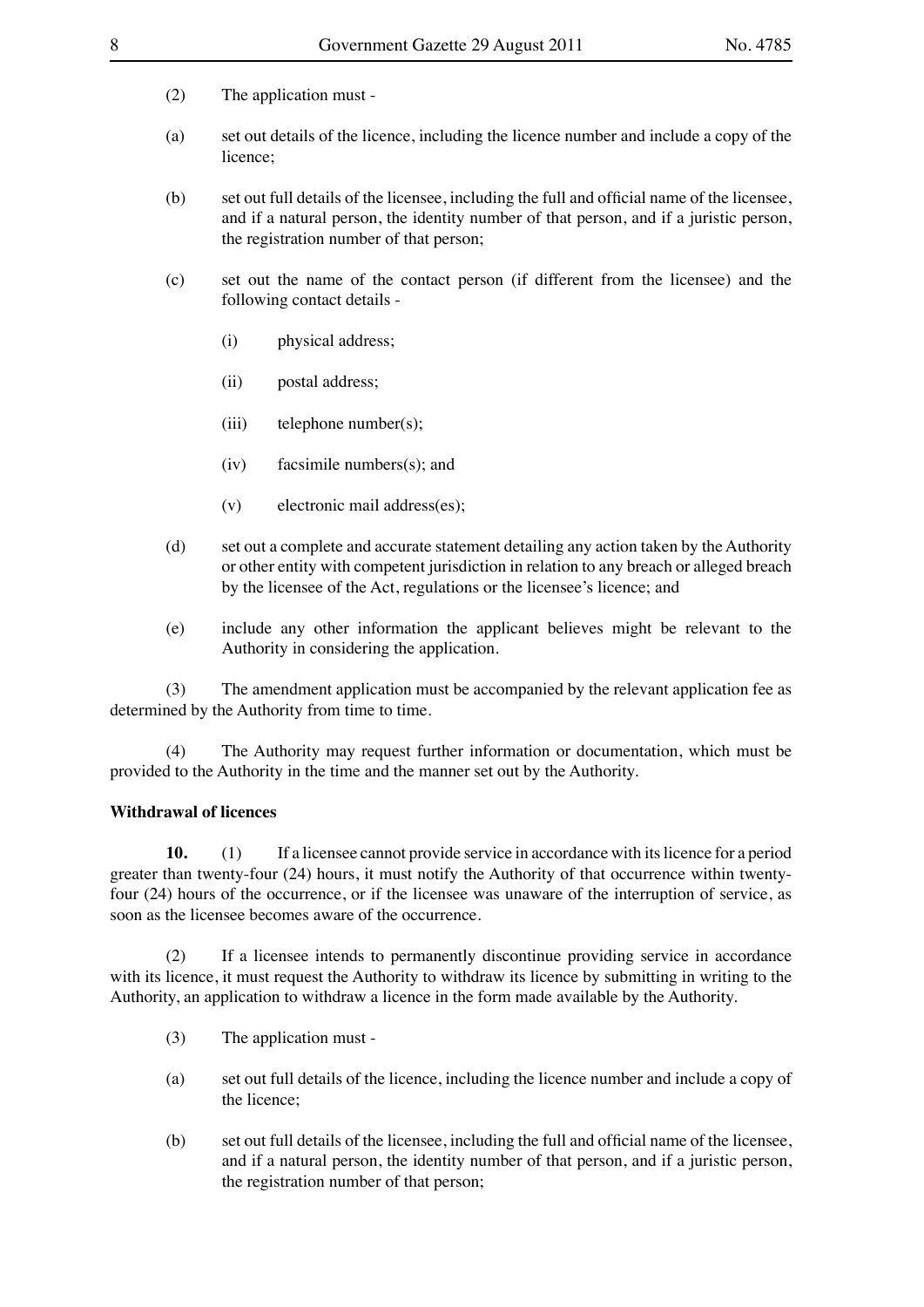(2) The application must -

(a) set out details of the licence, including the licence number and include a copy of the licence;

(b) set out full details of the licensee, including the full and official name of the licensee, and if a natural person, the identity number of that person, and if a juristic person, the registration number of that person;

(c) set out the name of the contact person (if different from the licensee) and the following contact details -

(i) physical address;

(ii) postal address;

(iii) telephone number(s);

(iv) facsimile numbers(s); and

(v) electronic mail address(es);

(d) set out a complete and accurate statement detailing any action taken by the Authority or other entity with competent jurisdiction in relation to any breach or alleged breach by the licensee of the Act, regulations or the licensee's licence; and

(e) include any other information the applicant believes might be relevant to the Authority in considering the application.

(3) The amendment application must be accompanied by the relevant application fee as determined by the Authority from time to time.

(4) The Authority may request further information or documentation, which must be provided to the Authority in the time and the manner set out by the Authority.

**Withdrawal of licences**

**10.** (1) If a licensee cannot provide service in accordance with its licence for a period greater than twenty-four (24) hours, it must notify the Authority of that occurrence within twenty-four (24) hours of the occurrence, or if the licensee was unaware of the interruption of service, as soon as the licensee becomes aware of the occurrence.

(2) If a licensee intends to permanently discontinue providing service in accordance with its licence, it must request the Authority to withdraw its licence by submitting in writing to the Authority, an application to withdraw a licence in the form made available by the Authority.

(3) The application must -

(a) set out full details of the licence, including the licence number and include a copy of the licence;

(b) set out full details of the licensee, including the full and official name of the licensee, and if a natural person, the identity number of that person, and if a juristic person, the registration number of that person;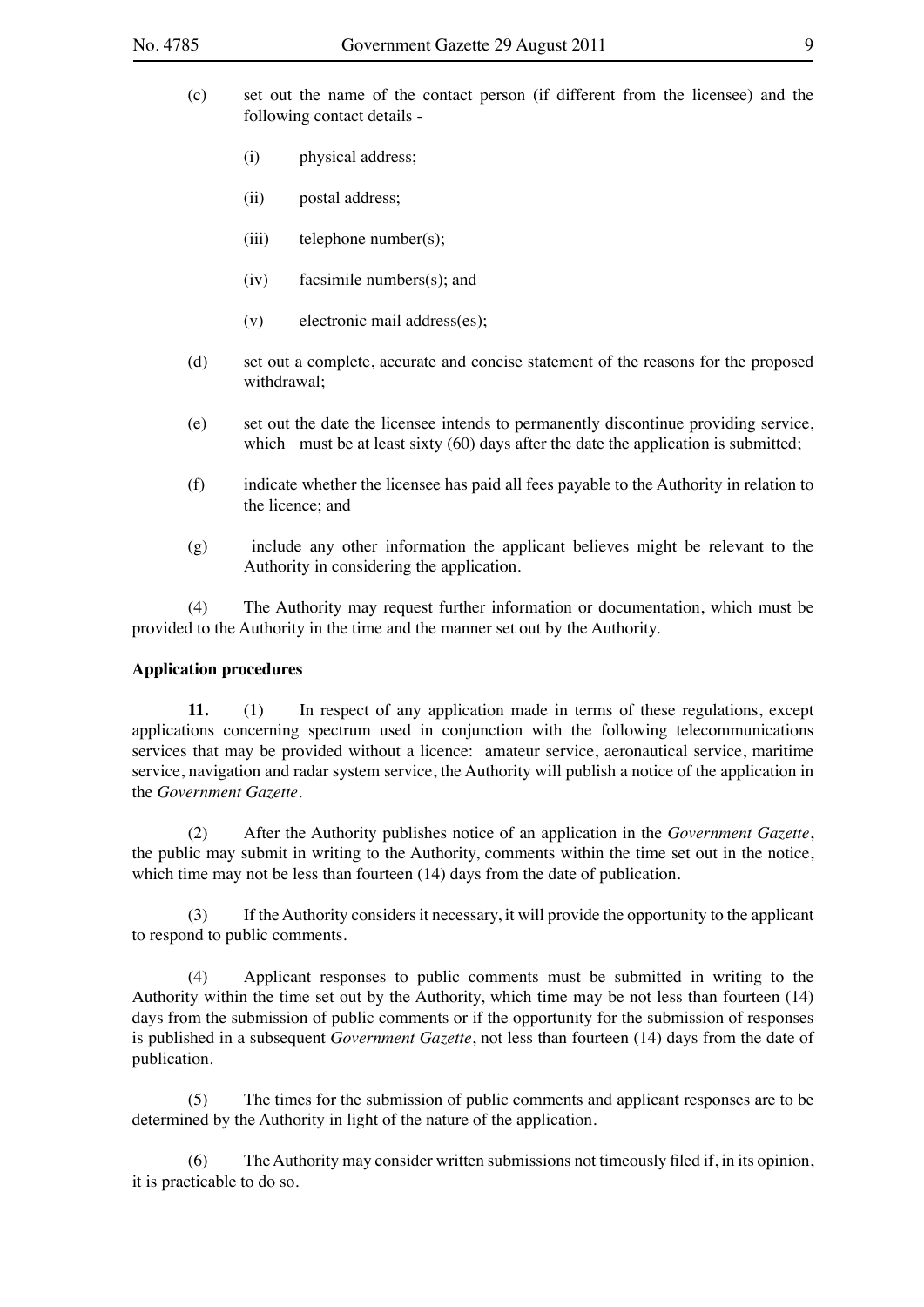(c) set out the name of the contact person (if different from the licensee) and the following contact details -

   (i) physical address;

   (ii) postal address;

   (iii) telephone number(s);

   (iv) facsimile numbers(s); and

   (v) electronic mail address(es);

(d) set out a complete, accurate and concise statement of the reasons for the proposed withdrawal;

(e) set out the date the licensee intends to permanently discontinue providing service, which must be at least sixty (60) days after the date the application is submitted;

(f) indicate whether the licensee has paid all fees payable to the Authority in relation to the licence; and

(g) include any other information the applicant believes might be relevant to the Authority in considering the application.

(4) The Authority may request further information or documentation, which must be provided to the Authority in the time and the manner set out by the Authority.

**Application procedures**

**11.** (1) In respect of any application made in terms of these regulations, except applications concerning spectrum used in conjunction with the following telecommunications services that may be provided without a licence: amateur service, aeronautical service, maritime service, navigation and radar system service, the Authority will publish a notice of the application in the *Government Gazette*.

(2) After the Authority publishes notice of an application in the *Government Gazette*, the public may submit in writing to the Authority, comments within the time set out in the notice, which time may not be less than fourteen (14) days from the date of publication.

(3) If the Authority considers it necessary, it will provide the opportunity to the applicant to respond to public comments.

(4) Applicant responses to public comments must be submitted in writing to the Authority within the time set out by the Authority, which time may be not less than fourteen (14) days from the submission of public comments or if the opportunity for the submission of responses is published in a subsequent *Government Gazette*, not less than fourteen (14) days from the date of publication.

(5) The times for the submission of public comments and applicant responses are to be determined by the Authority in light of the nature of the application.

(6) The Authority may consider written submissions not timeously filed if, in its opinion, it is practicable to do so.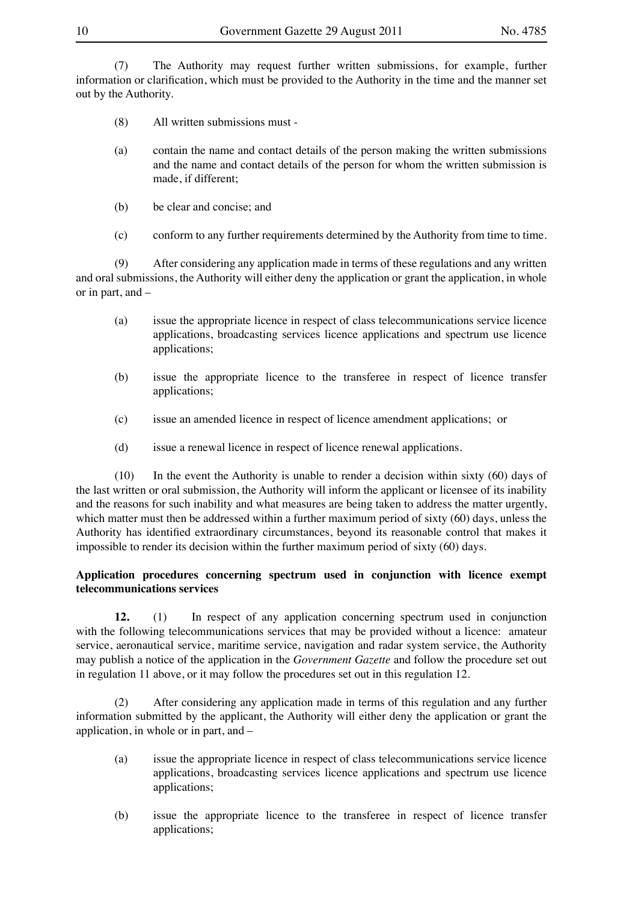(7) The Authority may request further written submissions, for example, further information or clarification, which must be provided to the Authority in the time and the manner set out by the Authority.

(8) All written submissions must -

(a) contain the name and contact details of the person making the written submissions and the name and contact details of the person for whom the written submission is made, if different;

(b) be clear and concise; and

(c) conform to any further requirements determined by the Authority from time to time.

(9) After considering any application made in terms of these regulations and any written and oral submissions, the Authority will either deny the application or grant the application, in whole or in part, and –

(a) issue the appropriate licence in respect of class telecommunications service licence applications, broadcasting services licence applications and spectrum use licence applications;

(b) issue the appropriate licence to the transferee in respect of licence transfer applications;

(c) issue an amended licence in respect of licence amendment applications; or

(d) issue a renewal licence in respect of licence renewal applications.

(10) In the event the Authority is unable to render a decision within sixty (60) days of the last written or oral submission, the Authority will inform the applicant or licensee of its inability and the reasons for such inability and what measures are being taken to address the matter urgently, which matter must then be addressed within a further maximum period of sixty (60) days, unless the Authority has identified extraordinary circumstances, beyond its reasonable control that makes it impossible to render its decision within the further maximum period of sixty (60) days.

**Application procedures concerning spectrum used in conjunction with licence exempt telecommunications services**

**12.** (1) In respect of any application concerning spectrum used in conjunction with the following telecommunications services that may be provided without a licence: amateur service, aeronautical service, maritime service, navigation and radar system service, the Authority may publish a notice of the application in the *Government Gazette* and follow the procedure set out in regulation 11 above, or it may follow the procedures set out in this regulation 12.

(2) After considering any application made in terms of this regulation and any further information submitted by the applicant, the Authority will either deny the application or grant the application, in whole or in part, and –

(a) issue the appropriate licence in respect of class telecommunications service licence applications, broadcasting services licence applications and spectrum use licence applications;

(b) issue the appropriate licence to the transferee in respect of licence transfer applications;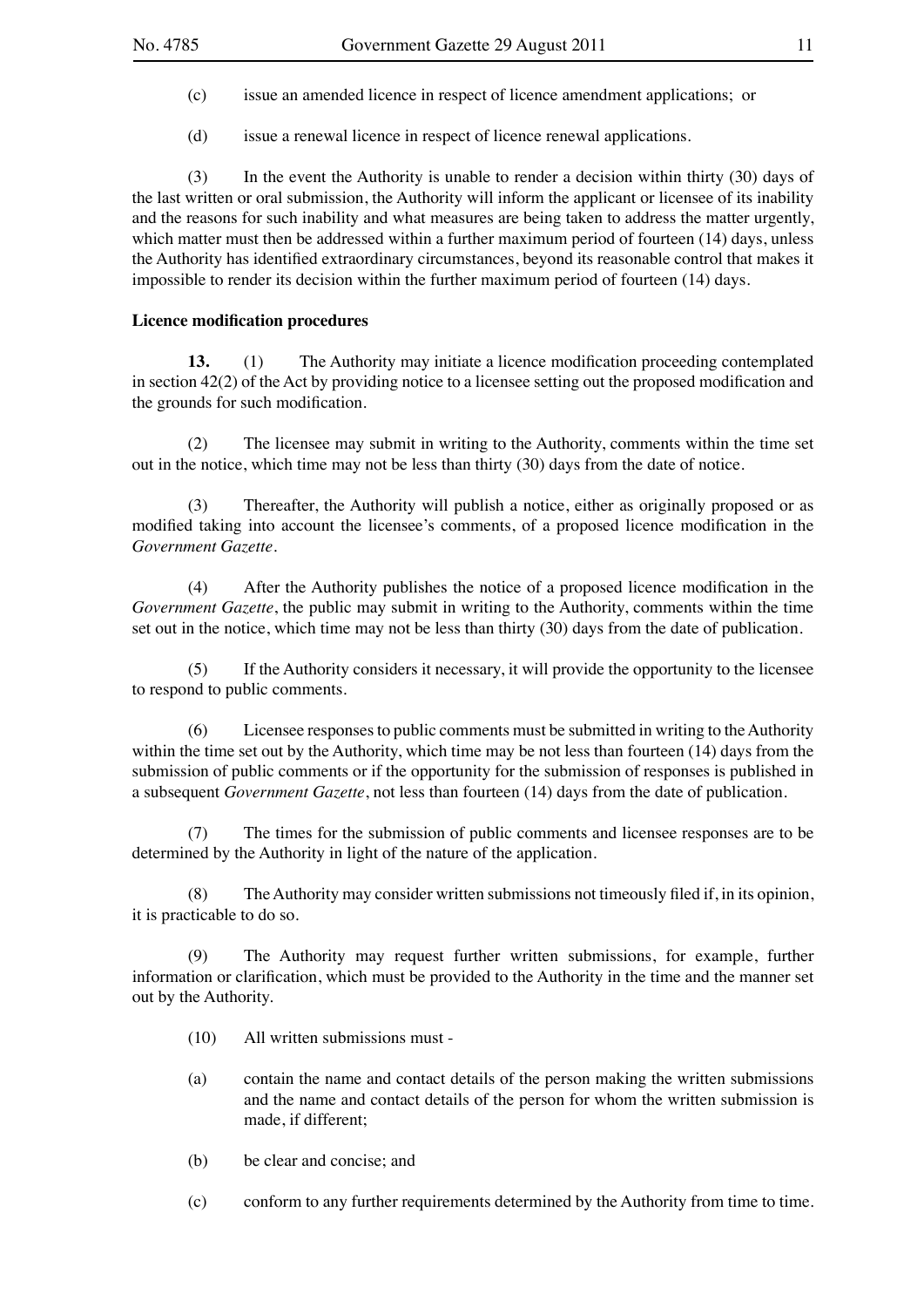(c) issue an amended licence in respect of licence amendment applications; or

(d) issue a renewal licence in respect of licence renewal applications.

(3) In the event the Authority is unable to render a decision within thirty (30) days of the last written or oral submission, the Authority will inform the applicant or licensee of its inability and the reasons for such inability and what measures are being taken to address the matter urgently, which matter must then be addressed within a further maximum period of fourteen (14) days, unless the Authority has identified extraordinary circumstances, beyond its reasonable control that makes it impossible to render its decision within the further maximum period of fourteen (14) days.

**Licence modification procedures**

**13.** (1) The Authority may initiate a licence modification proceeding contemplated in section 42(2) of the Act by providing notice to a licensee setting out the proposed modification and the grounds for such modification.

(2) The licensee may submit in writing to the Authority, comments within the time set out in the notice, which time may not be less than thirty (30) days from the date of notice.

(3) Thereafter, the Authority will publish a notice, either as originally proposed or as modified taking into account the licensee's comments, of a proposed licence modification in the *Government Gazette*.

(4) After the Authority publishes the notice of a proposed licence modification in the *Government Gazette*, the public may submit in writing to the Authority, comments within the time set out in the notice, which time may not be less than thirty (30) days from the date of publication.

(5) If the Authority considers it necessary, it will provide the opportunity to the licensee to respond to public comments.

(6) Licensee responses to public comments must be submitted in writing to the Authority within the time set out by the Authority, which time may be not less than fourteen (14) days from the submission of public comments or if the opportunity for the submission of responses is published in a subsequent *Government Gazette*, not less than fourteen (14) days from the date of publication.

(7) The times for the submission of public comments and licensee responses are to be determined by the Authority in light of the nature of the application.

(8) The Authority may consider written submissions not timeously filed if, in its opinion, it is practicable to do so.

(9) The Authority may request further written submissions, for example, further information or clarification, which must be provided to the Authority in the time and the manner set out by the Authority.

(10) All written submissions must -

(a) contain the name and contact details of the person making the written submissions and the name and contact details of the person for whom the written submission is made, if different;

(b) be clear and concise; and

(c) conform to any further requirements determined by the Authority from time to time.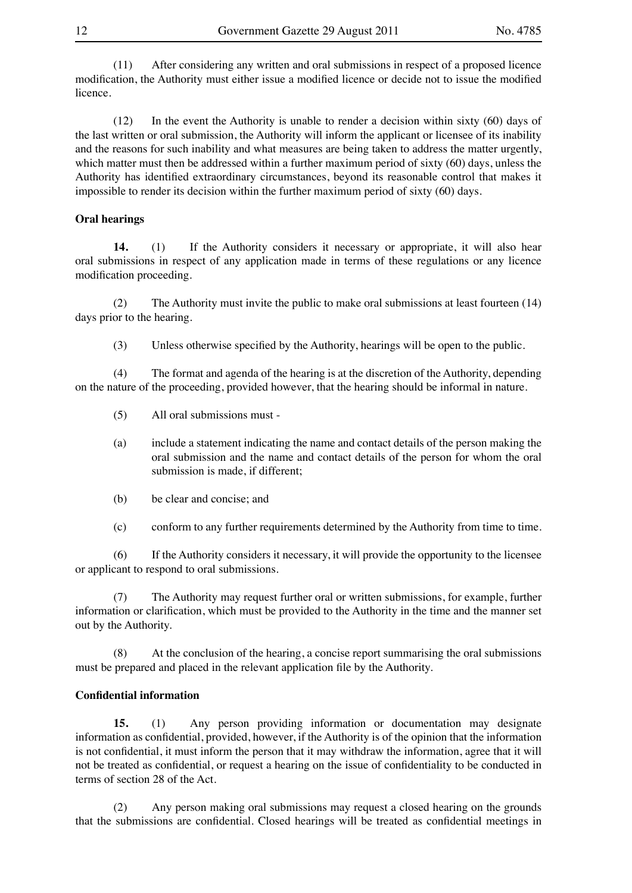(11) After considering any written and oral submissions in respect of a proposed licence modification, the Authority must either issue a modified licence or decide not to issue the modified licence.

(12) In the event the Authority is unable to render a decision within sixty (60) days of the last written or oral submission, the Authority will inform the applicant or licensee of its inability and the reasons for such inability and what measures are being taken to address the matter urgently, which matter must then be addressed within a further maximum period of sixty (60) days, unless the Authority has identified extraordinary circumstances, beyond its reasonable control that makes it impossible to render its decision within the further maximum period of sixty (60) days.

**Oral hearings**

**14.** (1) If the Authority considers it necessary or appropriate, it will also hear oral submissions in respect of any application made in terms of these regulations or any licence modification proceeding.

(2) The Authority must invite the public to make oral submissions at least fourteen (14) days prior to the hearing.

(3) Unless otherwise specified by the Authority, hearings will be open to the public.

(4) The format and agenda of the hearing is at the discretion of the Authority, depending on the nature of the proceeding, provided however, that the hearing should be informal in nature.

(5) All oral submissions must -

(a) include a statement indicating the name and contact details of the person making the oral submission and the name and contact details of the person for whom the oral submission is made, if different;

(b) be clear and concise; and

(c) conform to any further requirements determined by the Authority from time to time.

(6) If the Authority considers it necessary, it will provide the opportunity to the licensee or applicant to respond to oral submissions.

(7) The Authority may request further oral or written submissions, for example, further information or clarification, which must be provided to the Authority in the time and the manner set out by the Authority.

(8) At the conclusion of the hearing, a concise report summarising the oral submissions must be prepared and placed in the relevant application file by the Authority.

**Confidential information**

**15.** (1) Any person providing information or documentation may designate information as confidential, provided, however, if the Authority is of the opinion that the information is not confidential, it must inform the person that it may withdraw the information, agree that it will not be treated as confidential, or request a hearing on the issue of confidentiality to be conducted in terms of section 28 of the Act.

(2) Any person making oral submissions may request a closed hearing on the grounds that the submissions are confidential. Closed hearings will be treated as confidential meetings in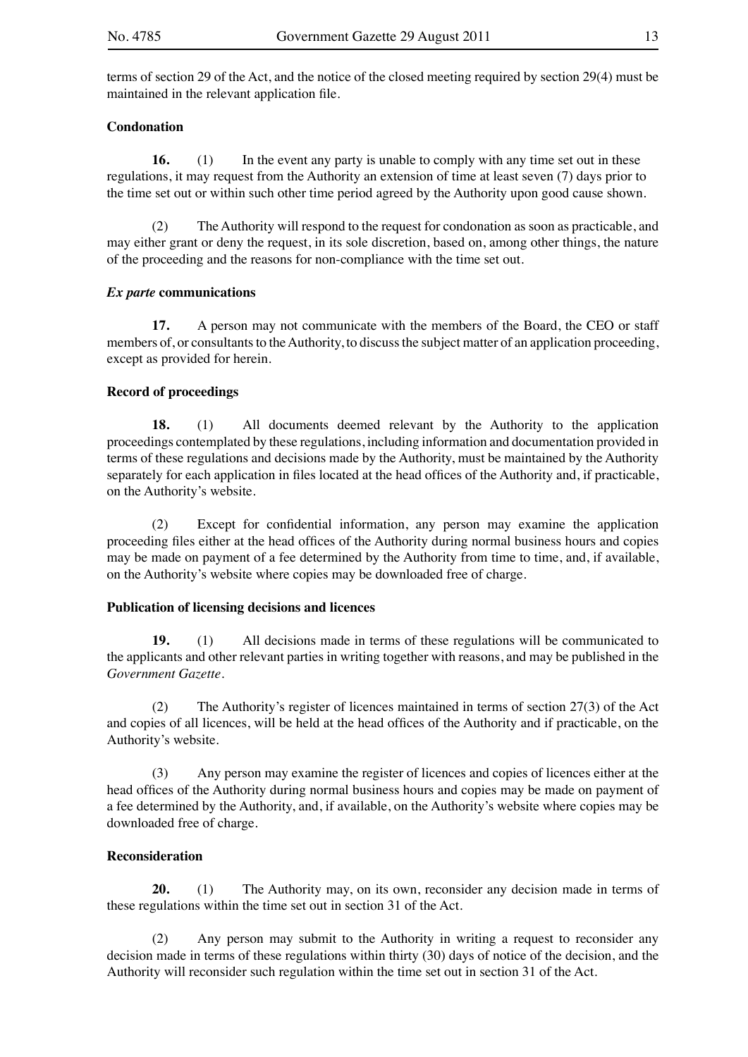terms of section 29 of the Act, and the notice of the closed meeting required by section 29(4) must be maintained in the relevant application file.

**Condonation**

**16.** (1) In the event any party is unable to comply with any time set out in these regulations, it may request from the Authority an extension of time at least seven (7) days prior to the time set out or within such other time period agreed by the Authority upon good cause shown.

(2) The Authority will respond to the request for condonation as soon as practicable, and may either grant or deny the request, in its sole discretion, based on, among other things, the nature of the proceeding and the reasons for non-compliance with the time set out.

***Ex parte* communications**

**17.** A person may not communicate with the members of the Board, the CEO or staff members of, or consultants to the Authority, to discuss the subject matter of an application proceeding, except as provided for herein.

**Record of proceedings**

**18.** (1) All documents deemed relevant by the Authority to the application proceedings contemplated by these regulations, including information and documentation provided in terms of these regulations and decisions made by the Authority, must be maintained by the Authority separately for each application in files located at the head offices of the Authority and, if practicable, on the Authority's website.

(2) Except for confidential information, any person may examine the application proceeding files either at the head offices of the Authority during normal business hours and copies may be made on payment of a fee determined by the Authority from time to time, and, if available, on the Authority's website where copies may be downloaded free of charge.

**Publication of licensing decisions and licences**

**19.** (1) All decisions made in terms of these regulations will be communicated to the applicants and other relevant parties in writing together with reasons, and may be published in the *Government Gazette*.

(2) The Authority's register of licences maintained in terms of section 27(3) of the Act and copies of all licences, will be held at the head offices of the Authority and if practicable, on the Authority's website.

(3) Any person may examine the register of licences and copies of licences either at the head offices of the Authority during normal business hours and copies may be made on payment of a fee determined by the Authority, and, if available, on the Authority's website where copies may be downloaded free of charge.

**Reconsideration**

**20.** (1) The Authority may, on its own, reconsider any decision made in terms of these regulations within the time set out in section 31 of the Act.

(2) Any person may submit to the Authority in writing a request to reconsider any decision made in terms of these regulations within thirty (30) days of notice of the decision, and the Authority will reconsider such regulation within the time set out in section 31 of the Act.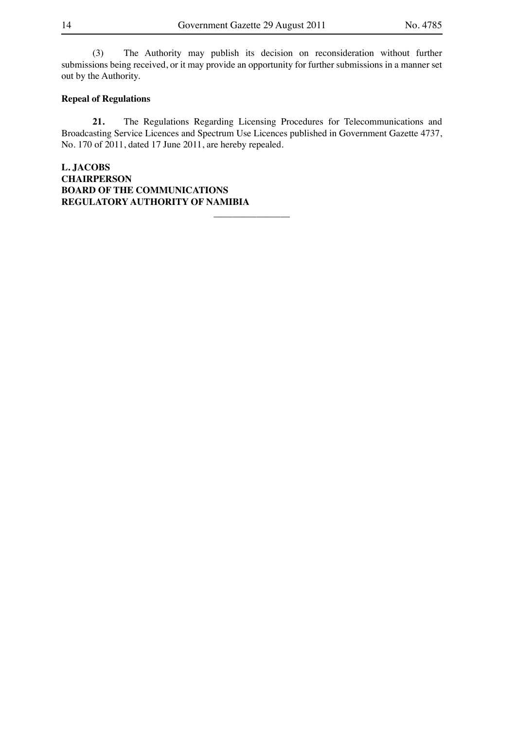(3) The Authority may publish its decision on reconsideration without further submissions being received, or it may provide an opportunity for further submissions in a manner set out by the Authority.

**Repeal of Regulations**

**21.** The Regulations Regarding Licensing Procedures for Telecommunications and Broadcasting Service Licences and Spectrum Use Licences published in Government Gazette 4737, No. 170 of 2011, dated 17 June 2011, are hereby repealed.

**L. JACOBS**
**CHAIRPERSON**
**BOARD OF THE COMMUNICATIONS**
**REGULATORY AUTHORITY OF NAMIBIA**

---